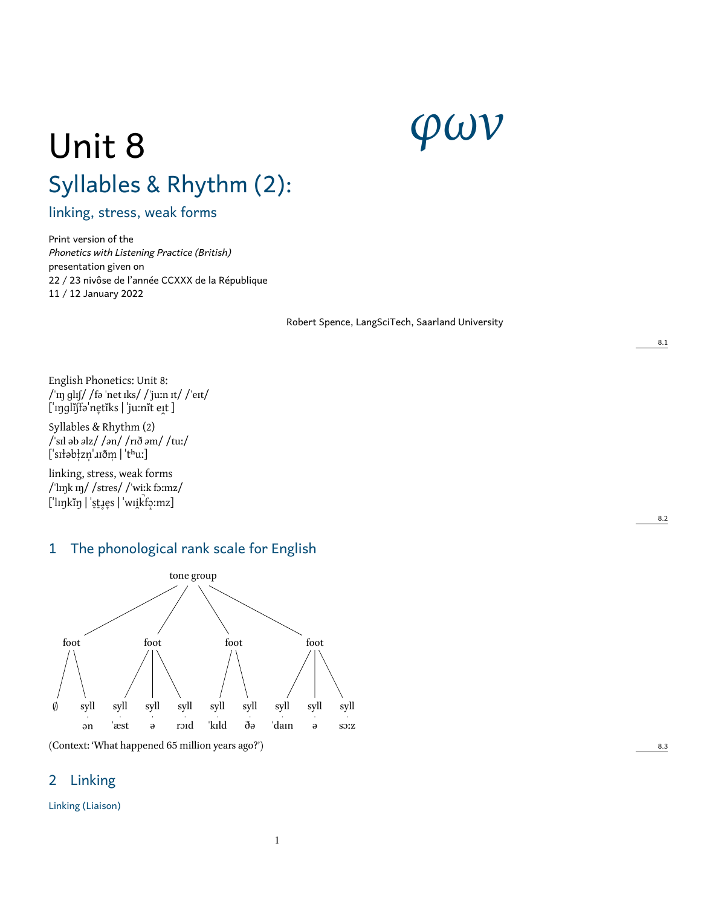# Unit 8

φων

## Syllables & Rhythm (2):

### linking, stress, weak forms

Print version of the
*Phonetics with Listening Practice (British)*
presentation given on
22 / 23 nivôse de l'année CCXXX de la République
11 / 12 January 2022

Robert Spence, LangSciTech, Saarland University

English Phonetics: Unit 8:
/ˈɪŋ ɡlɪʃ/ /fə ˈnet ɪks/ /ˈjuːn ɪt/ /ˈeɪt/
[ˈɪŋɡlɪ̆ʃfəˈnet̬ɪ̆ks | ˈjuːnɪ̆t eɪ̯t ]

Syllables & Rhythm (2)
/ˈsɪl əb əlz/ /ən/ /rɪð əm/ /tuː/
[ˈsɪɫəbɫ̩zn̩ˈɹɪðm̩ | ˈtʰuː]

linking, stress, weak forms
/ˈlɪŋk ɪŋ/ /stres/ /ˈwiːk fɔːmz/
[ˈlɪŋkɪ̆ŋ | ˈstɹ̥es | ˈwɪi̯k̚fɔːmz]

## 1 The phonological rank scale for English

```
                         tone group
        /            /            \             \
     foot          foot           foot           foot
     /  \         /  |  \         /  \          /  |  \
    ∅   syll   syll syll syll   syll syll    syll syll syll
        ən     ˈæst  ə   rɔɪd   ˈkɪld  ðə    ˈdaɪn  ə   sɔːz
```

(Context: 'What happened 65 million years ago?')

## 2 Linking

Linking (Liaison)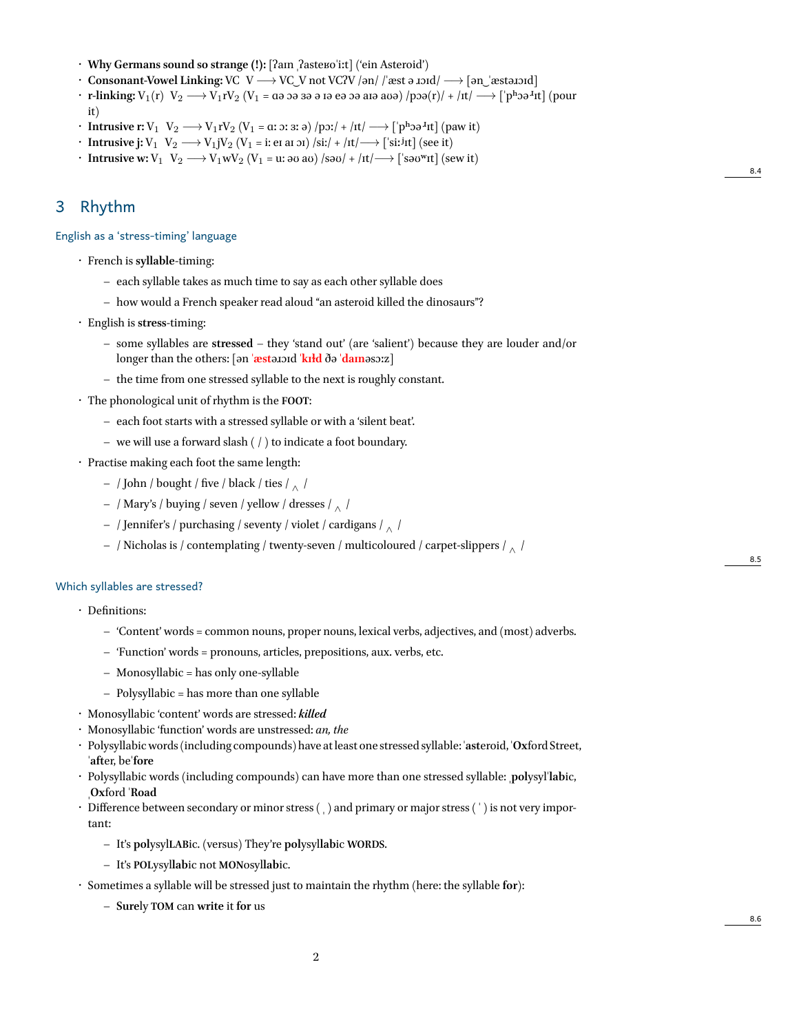- **Why Germans sound so strange (!):** [ʔaɪn ˌʔasteʁoˈiːt] (‘ein Asteroid’)
- **Consonant-Vowel Linking:** VC  V ⟶ VC‿V not VCʔV /ən/ /ˈæst ə ɹɔɪd/ ⟶ [ən‿ˈæstəɹɔɪd]
- **r-linking:** $V_1$(r)  $V_2$ ⟶ $V_1$r$V_2$ ($V_1$ = ɑə ɔə ɜə ə ɪə eə ɔə aɪə aʊə) /pɔə(r)/ + /ɪt/ ⟶ [ˈpʰɔəɹɪt] (pour it)
- **Intrusive r:** $V_1$  $V_2$ ⟶ $V_1$r$V_2$ ($V_1$ = ɑː ɔː ɜː ə) /pɔː/ + /ɪt/ ⟶ [ˈpʰɔəɹɪt] (paw it)
- **Intrusive j:** $V_1$  $V_2$ ⟶ $V_1$j$V_2$ ($V_1$ = iː eɪ aɪ ɔɪ) /siː/ + /ɪt/⟶ [ˈsiːʲɪt] (see it)
- **Intrusive w:** $V_1$  $V_2$ ⟶ $V_1$w$V_2$ ($V_1$ = uː əʊ aʊ) /səʊ/ + /ɪt/⟶ [ˈsəʊʷɪt] (sew it)

## 3 Rhythm

### English as a ‘stress-timing’ language

- French is **syllable**-timing:
  - each syllable takes as much time to say as each other syllable does
  - how would a French speaker read aloud “an asteroid killed the dinosaurs”?
- English is **stress**-timing:
  - some syllables are **stressed** – they ‘stand out’ (are ‘salient’) because they are louder and/or longer than the others: [ən **ˈæst**əɹɔɪd **ˈkɪɫd** ðə **ˈdaɪn**əsɔːz]
  - the time from one stressed syllable to the next is roughly constant.
- The phonological unit of rhythm is the **FOOT**:
  - each foot starts with a stressed syllable or with a ‘silent beat’.
  - we will use a forward slash ( / ) to indicate a foot boundary.
- Practise making each foot the same length:
  - / John / bought / five / black / ties / ∧ /
  - / Mary’s / buying / seven / yellow / dresses / ∧ /
  - / Jennifer’s / purchasing / seventy / violet / cardigans / ∧ /
  - / Nicholas is / contemplating / twenty-seven / multicoloured / carpet-slippers / ∧ /

### Which syllables are stressed?

- Definitions:
  - ‘Content’ words = common nouns, proper nouns, lexical verbs, adjectives, and (most) adverbs.
  - ‘Function’ words = pronouns, articles, prepositions, aux. verbs, etc.
  - Monosyllabic = has only one-syllable
  - Polysyllabic = has more than one syllable
- Monosyllabic ‘content’ words are stressed: ***killed***
- Monosyllabic ‘function’ words are unstressed: *an, the*
- Polysyllabic words (including compounds) have at least one stressed syllable: ˈ**ast**eroid, ˈ**Ox**ford Street, ˈ**aft**er, beˈ**fore**
- Polysyllabic words (including compounds) can have more than one stressed syllable: ˌ**pol**ysylˈ**lab**ic, ˌ**Ox**ford ˈ**Road**
- Difference between secondary or minor stress ( ˌ ) and primary or major stress ( ˈ ) is not very important:
  - It’s **pol**ysyl**LAB**ic. (versus) They’re **pol**ysyl**lab**ic **WORDS**.
  - It’s **POL**ysyl**lab**ic not **MON**osyl**lab**ic.
- Sometimes a syllable will be stressed just to maintain the rhythm (here: the syllable **for**):
  - **Sure**ly **TOM** can **write** it **for** us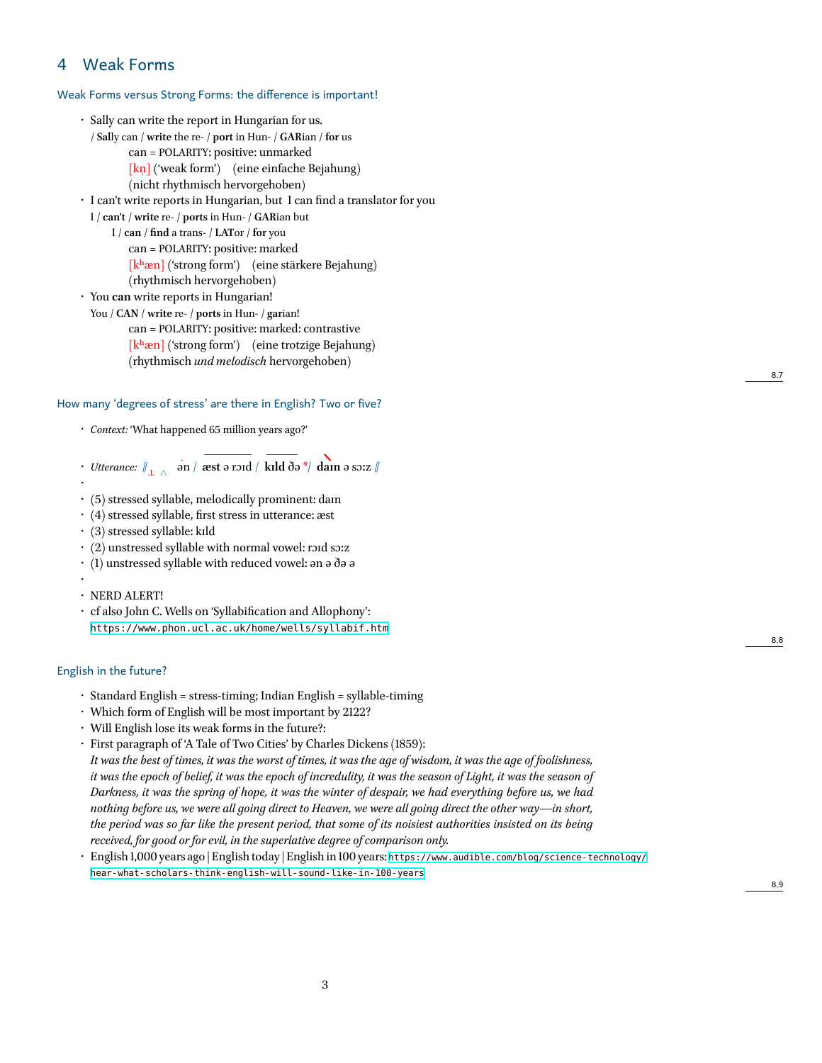## 4 Weak Forms

### Weak Forms versus Strong Forms: the difference is important!

- Sally can write the report in Hungarian for us.
  / **Sal**ly can / **write** the re- / **port** in Hun- / **GAR**ian / **for** us
  - can = POLARITY: positive: unmarked
  - [kn̩] ('weak form') (eine einfache Bejahung)
  - (nicht rhythmisch hervorgehoben)
- I can't write reports in Hungarian, but I can find a translator for you
  I / **can't** / **write** re- / **ports** in Hun- / **GAR**ian but
  I / **can** / **find** a trans- / **LAT**or / **for** you
  - can = POLARITY: positive: marked
  - [kʰæn] ('strong form') (eine stärkere Bejahung)
  - (rhythmisch hervorgehoben)
- You **can** write reports in Hungarian!
  You / **CAN** / **write** re- / **ports** in Hun- / **gar**ian!
  - can = POLARITY: positive: marked: contrastive
  - [kʰæn] ('strong form') (eine trotzige Bejahung)
  - (rhythmisch *und melodisch* hervorgehoben)

8.7

### How many 'degrees of stress' are there in English? Two or five?

- *Context:* 'What happened 65 million years ago?'
- *Utterance:* // .1. ^ ən / **æst** ə rɔɪd / **kɪld** ðə */ **daɪn** ə sɔːz //
- 
- (5) stressed syllable, melodically prominent: daɪn
- (4) stressed syllable, first stress in utterance: æst
- (3) stressed syllable: kɪld
- (2) unstressed syllable with normal vowel: rɔɪd sɔːz
- (1) unstressed syllable with reduced vowel: ən ə ðə ə
- 
- NERD ALERT!
- cf also John C. Wells on 'Syllabification and Allophony':
  https://www.phon.ucl.ac.uk/home/wells/syllabif.htm

8.8

### English in the future?

- Standard English = stress-timing; Indian English = syllable-timing
- Which form of English will be most important by 2122?
- Will English lose its weak forms in the future?:
- First paragraph of 'A Tale of Two Cities' by Charles Dickens (1859):
  *It was the best of times, it was the worst of times, it was the age of wisdom, it was the age of foolishness, it was the epoch of belief, it was the epoch of incredulity, it was the season of Light, it was the season of Darkness, it was the spring of hope, it was the winter of despair, we had everything before us, we had nothing before us, we were all going direct to Heaven, we were all going direct the other way—in short, the period was so far like the present period, that some of its noisiest authorities insisted on its being received, for good or for evil, in the superlative degree of comparison only.*
- English 1,000 years ago | English today | English in 100 years: https://www.audible.com/blog/science-technology/hear-what-scholars-think-english-will-sound-like-in-100-years

8.9